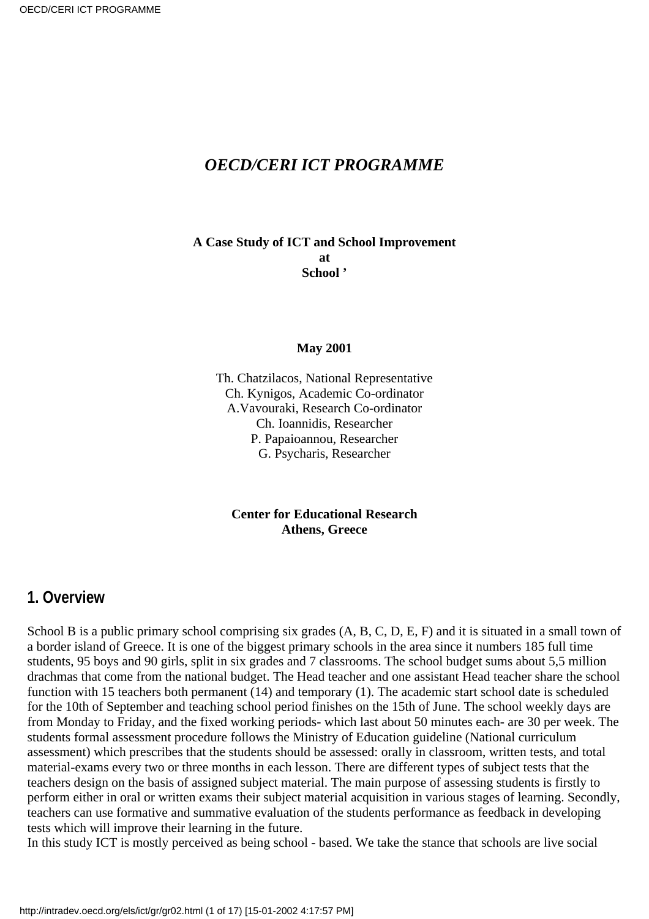# *OECD/CERI ICT PROGRAMME*

**A Case Study of ICT and School Improvement at School '**

**May 2001**

Th. Chatzilacos, National Representative
Ch. Kynigos, Academic Co-ordinator
A.Vavouraki, Research Co-ordinator
Ch. Ioannidis, Researcher
P. Papaioannou, Researcher
G. Psycharis, Researcher

**Center for Educational Research**
**Athens, Greece**

## 1. Overview

School B is a public primary school comprising six grades (A, B, C, D, E, F) and it is situated in a small town of a border island of Greece. It is one of the biggest primary schools in the area since it numbers 185 full time students, 95 boys and 90 girls, split in six grades and 7 classrooms. The school budget sums about 5,5 million drachmas that come from the national budget. The Head teacher and one assistant Head teacher share the school function with 15 teachers both permanent (14) and temporary (1). The academic start school date is scheduled for the 10th of September and teaching school period finishes on the 15th of June. The school weekly days are from Monday to Friday, and the fixed working periods- which last about 50 minutes each- are 30 per week. The students formal assessment procedure follows the Ministry of Education guideline (National curriculum assessment) which prescribes that the students should be assessed: orally in classroom, written tests, and total material-exams every two or three months in each lesson. There are different types of subject tests that the teachers design on the basis of assigned subject material. The main purpose of assessing students is firstly to perform either in oral or written exams their subject material acquisition in various stages of learning. Secondly, teachers can use formative and summative evaluation of the students performance as feedback in developing tests which will improve their learning in the future.

In this study ICT is mostly perceived as being school - based. We take the stance that schools are live social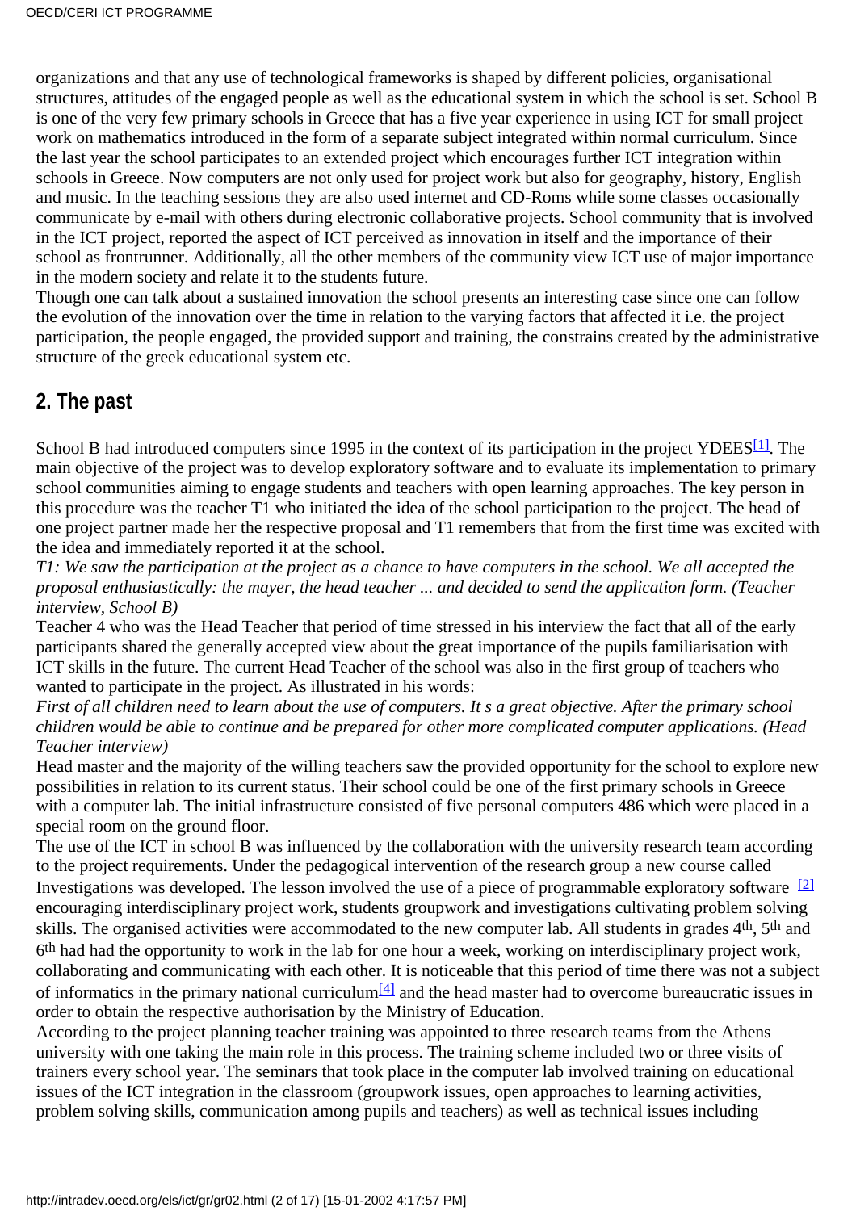organizations and that any use of technological frameworks is shaped by different policies, organisational structures, attitudes of the engaged people as well as the educational system in which the school is set. School B is one of the very few primary schools in Greece that has a five year experience in using ICT for small project work on mathematics introduced in the form of a separate subject integrated within normal curriculum. Since the last year the school participates to an extended project which encourages further ICT integration within schools in Greece. Now computers are not only used for project work but also for geography, history, English and music. In the teaching sessions they are also used internet and CD-Roms while some classes occasionally communicate by e-mail with others during electronic collaborative projects. School community that is involved in the ICT project, reported the aspect of ICT perceived as innovation in itself and the importance of their school as frontrunner. Additionally, all the other members of the community view ICT use of major importance in the modern society and relate it to the students future.

Though one can talk about a sustained innovation the school presents an interesting case since one can follow the evolution of the innovation over the time in relation to the varying factors that affected it i.e. the project participation, the people engaged, the provided support and training, the constrains created by the administrative structure of the greek educational system etc.

## 2. The past

School B had introduced computers since 1995 in the context of its participation in the project YDEES[1]. The main objective of the project was to develop exploratory software and to evaluate its implementation to primary school communities aiming to engage students and teachers with open learning approaches. The key person in this procedure was the teacher T1 who initiated the idea of the school participation to the project. The head of one project partner made her the respective proposal and T1 remembers that from the first time was excited with the idea and immediately reported it at the school.

*T1: We saw the participation at the project as a chance to have computers in the school. We all accepted the proposal enthusiastically: the mayer, the head teacher ... and decided to send the application form. (Teacher interview, School B)*

Teacher 4 who was the Head Teacher that period of time stressed in his interview the fact that all of the early participants shared the generally accepted view about the great importance of the pupils familiarisation with ICT skills in the future. The current Head Teacher of the school was also in the first group of teachers who wanted to participate in the project. As illustrated in his words:

*First of all children need to learn about the use of computers. It s a great objective. After the primary school children would be able to continue and be prepared for other more complicated computer applications. (Head Teacher interview)*

Head master and the majority of the willing teachers saw the provided opportunity for the school to explore new possibilities in relation to its current status. Their school could be one of the first primary schools in Greece with a computer lab. The initial infrastructure consisted of five personal computers 486 which were placed in a special room on the ground floor.

The use of the ICT in school B was influenced by the collaboration with the university research team according to the project requirements. Under the pedagogical intervention of the research group a new course called Investigations was developed. The lesson involved the use of a piece of programmable exploratory software [2] encouraging interdisciplinary project work, students groupwork and investigations cultivating problem solving skills. The organised activities were accommodated to the new computer lab. All students in grades 4th, 5th and 6th had had the opportunity to work in the lab for one hour a week, working on interdisciplinary project work, collaborating and communicating with each other. It is noticeable that this period of time there was not a subject of informatics in the primary national curriculum[4] and the head master had to overcome bureaucratic issues in order to obtain the respective authorisation by the Ministry of Education.

According to the project planning teacher training was appointed to three research teams from the Athens university with one taking the main role in this process. The training scheme included two or three visits of trainers every school year. The seminars that took place in the computer lab involved training on educational issues of the ICT integration in the classroom (groupwork issues, open approaches to learning activities, problem solving skills, communication among pupils and teachers) as well as technical issues including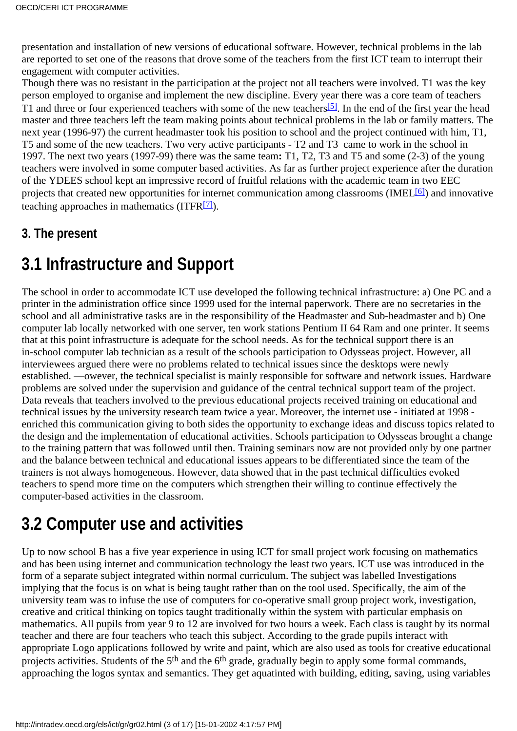presentation and installation of new versions of educational software. However, technical problems in the lab are reported to set one of the reasons that drove some of the teachers from the first ICT team to interrupt their engagement with computer activities.

Though there was no resistant in the participation at the project not all teachers were involved. T1 was the key person employed to organise and implement the new discipline. Every year there was a core team of teachers T1 and three or four experienced teachers with some of the new teachers[5]. In the end of the first year the head master and three teachers left the team making points about technical problems in the lab or family matters. The next year (1996-97) the current headmaster took his position to school and the project continued with him, T1, T5 and some of the new teachers. Two very active participants - T2 and T3 came to work in the school in 1997. The next two years (1997-99) there was the same team**:** T1, T2, T3 and T5 and some (2-3) of the young teachers were involved in some computer based activities. As far as further project experience after the duration of the YDEES school kept an impressive record of fruitful relations with the academic team in two EEC projects that created new opportunities for internet communication among classrooms (IMEL[6]) and innovative teaching approaches in mathematics (ITFR[7]).

### 3. The present

## 3.1 Infrastructure and Support

The school in order to accommodate ICT use developed the following technical infrastructure: a) One PC and a printer in the administration office since 1999 used for the internal paperwork. There are no secretaries in the school and all administrative tasks are in the responsibility of the Headmaster and Sub-headmaster and b) One computer lab locally networked with one server, ten work stations Pentium II 64 Ram and one printer. It seems that at this point infrastructure is adequate for the school needs. As for the technical support there is an in-school computer lab technician as a result of the schools participation to Odysseas project. However, all interviewees argued there were no problems related to technical issues since the desktops were newly established. —owever, the technical specialist is mainly responsible for software and network issues. Hardware problems are solved under the supervision and guidance of the central technical support team of the project. Data reveals that teachers involved to the previous educational projects received training on educational and technical issues by the university research team twice a year. Moreover, the internet use - initiated at 1998 - enriched this communication giving to both sides the opportunity to exchange ideas and discuss topics related to the design and the implementation of educational activities. Schools participation to Odysseas brought a change to the training pattern that was followed until then. Training seminars now are not provided only by one partner and the balance between technical and educational issues appears to be differentiated since the team of the trainers is not always homogeneous. However, data showed that in the past technical difficulties evoked teachers to spend more time on the computers which strengthen their willing to continue effectively the computer-based activities in the classroom.

## 3.2 Computer use and activities

Up to now school B has a five year experience in using ICT for small project work focusing on mathematics and has been using internet and communication technology the least two years. ICT use was introduced in the form of a separate subject integrated within normal curriculum. The subject was labelled Investigations implying that the focus is on what is being taught rather than on the tool used. Specifically, the aim of the university team was to infuse the use of computers for co-operative small group project work, investigation, creative and critical thinking on topics taught traditionally within the system with particular emphasis on mathematics. All pupils from year 9 to 12 are involved for two hours a week. Each class is taught by its normal teacher and there are four teachers who teach this subject. According to the grade pupils interact with appropriate Logo applications followed by write and paint, which are also used as tools for creative educational projects activities. Students of the 5th and the 6th grade, gradually begin to apply some formal commands, approaching the logos syntax and semantics. They get aquatinted with building, editing, saving, using variables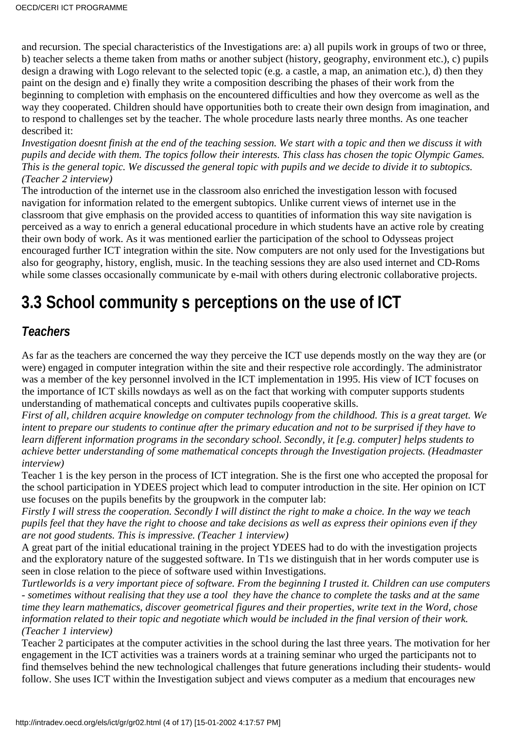and recursion. The special characteristics of the Investigations are: a) all pupils work in groups of two or three, b) teacher selects a theme taken from maths or another subject (history, geography, environment etc.), c) pupils design a drawing with Logo relevant to the selected topic (e.g. a castle, a map, an animation etc.), d) then they paint on the design and e) finally they write a composition describing the phases of their work from the beginning to completion with emphasis on the encountered difficulties and how they overcome as well as the way they cooperated. Children should have opportunities both to create their own design from imagination, and to respond to challenges set by the teacher. The whole procedure lasts nearly three months. As one teacher described it:

*Investigation doesnt finish at the end of the teaching session. We start with a topic and then we discuss it with pupils and decide with them. The topics follow their interests. This class has chosen the topic Olympic Games. This is the general topic. We discussed the general topic with pupils and we decide to divide it to subtopics. (Teacher 2 interview)*

The introduction of the internet use in the classroom also enriched the investigation lesson with focused navigation for information related to the emergent subtopics. Unlike current views of internet use in the classroom that give emphasis on the provided access to quantities of information this way site navigation is perceived as a way to enrich a general educational procedure in which students have an active role by creating their own body of work. As it was mentioned earlier the participation of the school to Odysseas project encouraged further ICT integration within the site. Now computers are not only used for the Investigations but also for geography, history, english, music. In the teaching sessions they are also used internet and CD-Roms while some classes occasionally communicate by e-mail with others during electronic collaborative projects.

## 3.3 School community s perceptions on the use of ICT

### *Teachers*

As far as the teachers are concerned the way they perceive the ICT use depends mostly on the way they are (or were) engaged in computer integration within the site and their respective role accordingly. The administrator was a member of the key personnel involved in the ICT implementation in 1995. His view of ICT focuses on the importance of ICT skills nowdays as well as on the fact that working with computer supports students understanding of mathematical concepts and cultivates pupils cooperative skills.

*First of all, children acquire knowledge on computer technology from the childhood. This is a great target. We intent to prepare our students to continue after the primary education and not to be surprised if they have to learn different information programs in the secondary school. Secondly, it [e.g. computer] helps students to achieve better understanding of some mathematical concepts through the Investigation projects. (Headmaster interview)*

Teacher 1 is the key person in the process of ICT integration. She is the first one who accepted the proposal for the school participation in YDEES project which lead to computer introduction in the site. Her opinion on ICT use focuses on the pupils benefits by the groupwork in the computer lab:

*Firstly I will stress the cooperation. Secondly I will distinct the right to make a choice. In the way we teach pupils feel that they have the right to choose and take decisions as well as express their opinions even if they are not good students. This is impressive. (Teacher 1 interview)*

A great part of the initial educational training in the project YDEES had to do with the investigation projects and the exploratory nature of the suggested software. In T1s we distinguish that in her words computer use is seen in close relation to the piece of software used within Investigations.

*Turtleworlds is a very important piece of software. From the beginning I trusted it. Children can use computers - sometimes without realising that they use a tool they have the chance to complete the tasks and at the same time they learn mathematics, discover geometrical figures and their properties, write text in the Word, chose information related to their topic and negotiate which would be included in the final version of their work. (Teacher 1 interview)*

Teacher 2 participates at the computer activities in the school during the last three years. The motivation for her engagement in the ICT activities was a trainers words at a training seminar who urged the participants not to find themselves behind the new technological challenges that future generations including their students- would follow. She uses ICT within the Investigation subject and views computer as a medium that encourages new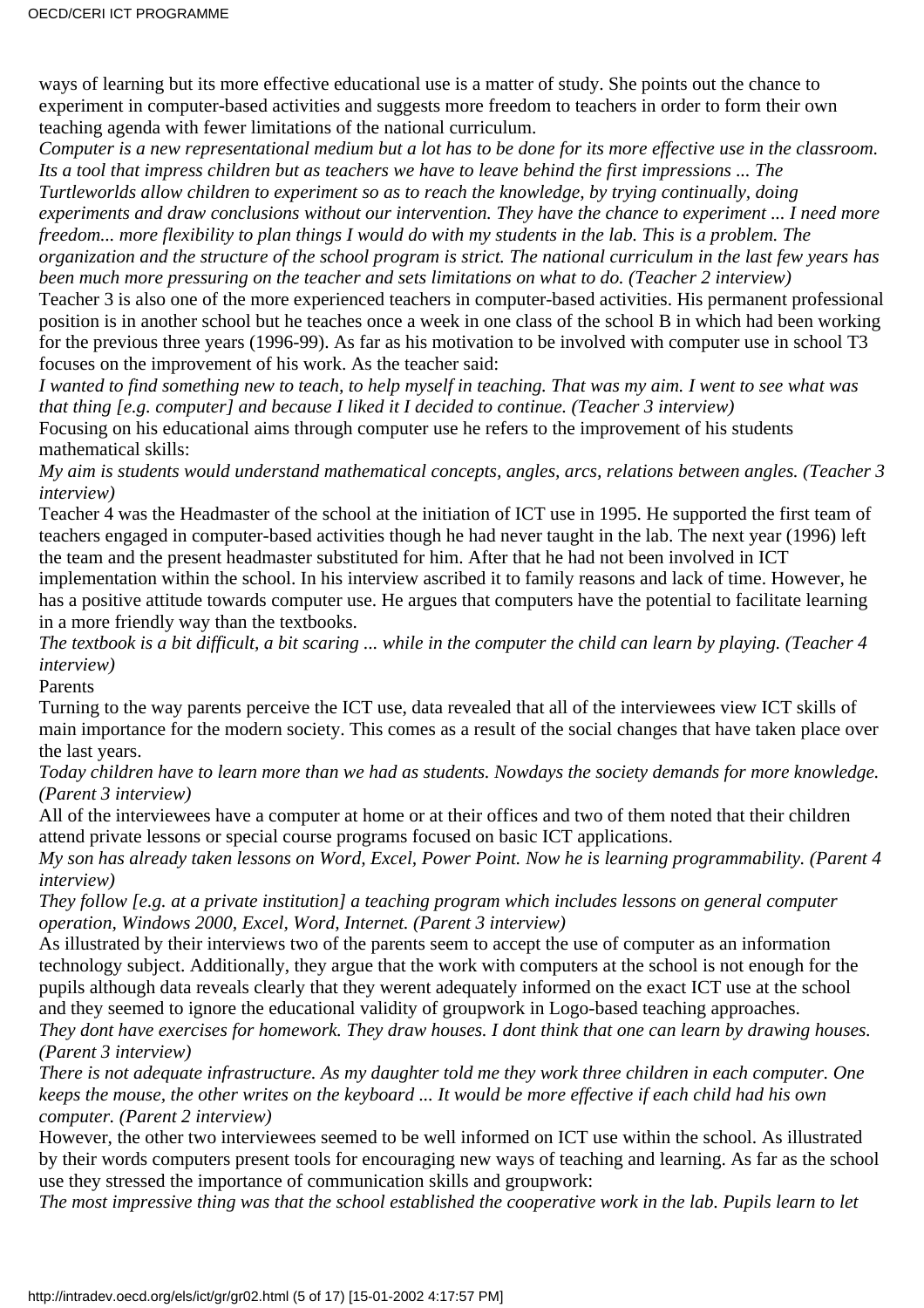ways of learning but its more effective educational use is a matter of study. She points out the chance to experiment in computer-based activities and suggests more freedom to teachers in order to form their own teaching agenda with fewer limitations of the national curriculum.

*Computer is a new representational medium but a lot has to be done for its more effective use in the classroom. Its a tool that impress children but as teachers we have to leave behind the first impressions ... The Turtleworlds allow children to experiment so as to reach the knowledge, by trying continually, doing experiments and draw conclusions without our intervention. They have the chance to experiment ... I need more freedom... more flexibility to plan things I would do with my students in the lab. This is a problem. The organization and the structure of the school program is strict. The national curriculum in the last few years has been much more pressuring on the teacher and sets limitations on what to do. (Teacher 2 interview)*

Teacher 3 is also one of the more experienced teachers in computer-based activities. His permanent professional position is in another school but he teaches once a week in one class of the school B in which had been working for the previous three years (1996-99). As far as his motivation to be involved with computer use in school T3 focuses on the improvement of his work. As the teacher said:

*I wanted to find something new to teach, to help myself in teaching. That was my aim. I went to see what was that thing [e.g. computer] and because I liked it I decided to continue. (Teacher 3 interview)*

Focusing on his educational aims through computer use he refers to the improvement of his students mathematical skills:

*My aim is students would understand mathematical concepts, angles, arcs, relations between angles. (Teacher 3 interview)*

Teacher 4 was the Headmaster of the school at the initiation of ICT use in 1995. He supported the first team of teachers engaged in computer-based activities though he had never taught in the lab. The next year (1996) left the team and the present headmaster substituted for him. After that he had not been involved in ICT implementation within the school. In his interview ascribed it to family reasons and lack of time. However, he has a positive attitude towards computer use. He argues that computers have the potential to facilitate learning in a more friendly way than the textbooks.

*The textbook is a bit difficult, a bit scaring ... while in the computer the child can learn by playing. (Teacher 4 interview)*

Parents

Turning to the way parents perceive the ICT use, data revealed that all of the interviewees view ICT skills of main importance for the modern society. This comes as a result of the social changes that have taken place over the last years.

*Today children have to learn more than we had as students. Nowdays the society demands for more knowledge. (Parent 3 interview)*

All of the interviewees have a computer at home or at their offices and two of them noted that their children attend private lessons or special course programs focused on basic ICT applications.

*My son has already taken lessons on Word, Excel, Power Point. Now he is learning programmability. (Parent 4 interview)*

*They follow [e.g. at a private institution] a teaching program which includes lessons on general computer operation, Windows 2000, Excel, Word, Internet. (Parent 3 interview)*

As illustrated by their interviews two of the parents seem to accept the use of computer as an information technology subject. Additionally, they argue that the work with computers at the school is not enough for the pupils although data reveals clearly that they werent adequately informed on the exact ICT use at the school and they seemed to ignore the educational validity of groupwork in Logo-based teaching approaches.

*They dont have exercises for homework. They draw houses. I dont think that one can learn by drawing houses. (Parent 3 interview)*

*There is not adequate infrastructure. As my daughter told me they work three children in each computer. One keeps the mouse, the other writes on the keyboard ... It would be more effective if each child had his own computer. (Parent 2 interview)*

However, the other two interviewees seemed to be well informed on ICT use within the school. As illustrated by their words computers present tools for encouraging new ways of teaching and learning. As far as the school use they stressed the importance of communication skills and groupwork:

*The most impressive thing was that the school established the cooperative work in the lab. Pupils learn to let*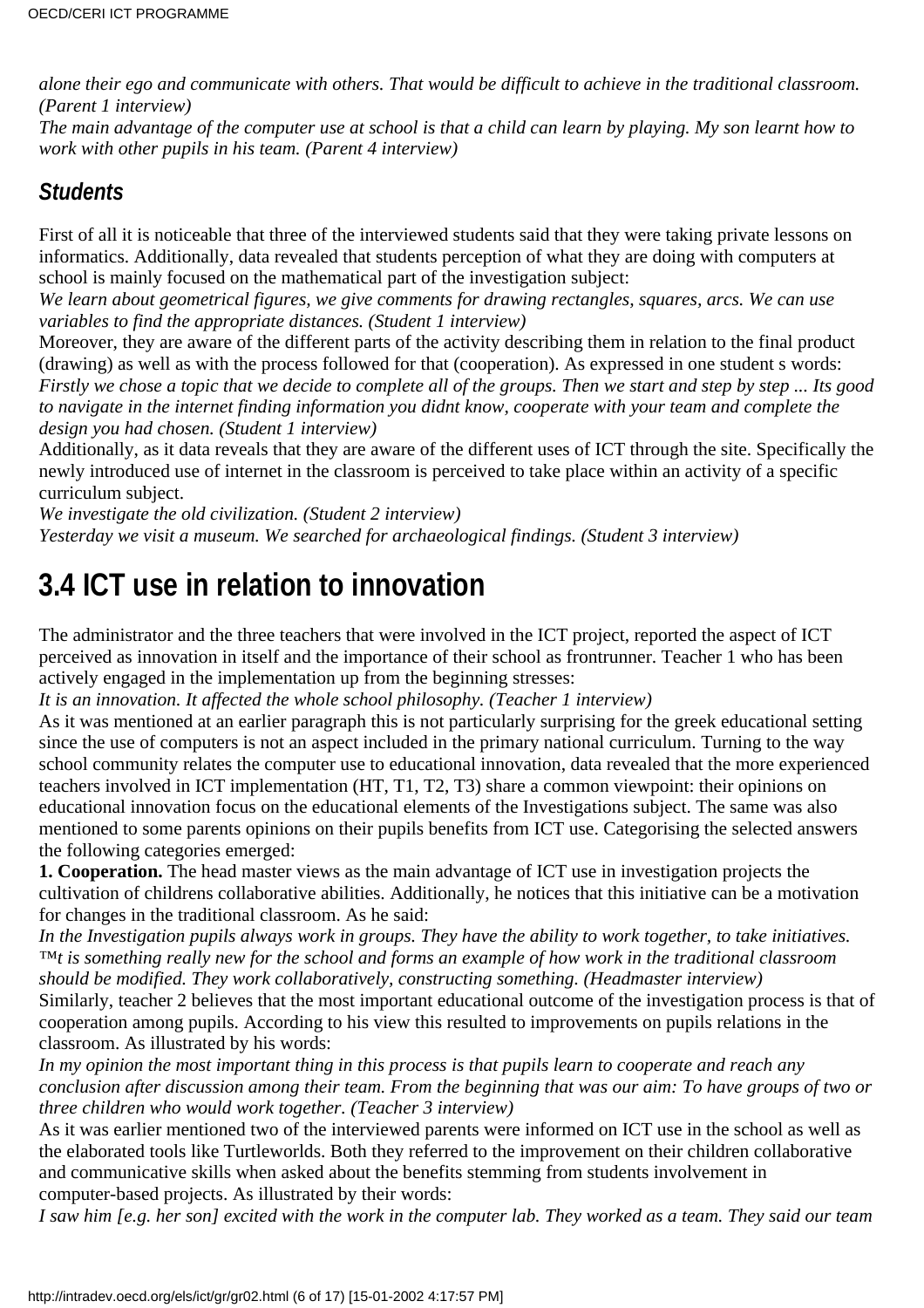*alone their ego and communicate with others. That would be difficult to achieve in the traditional classroom. (Parent 1 interview)*

*The main advantage of the computer use at school is that a child can learn by playing. My son learnt how to work with other pupils in his team. (Parent 4 interview)*

### Students

First of all it is noticeable that three of the interviewed students said that they were taking private lessons on informatics. Additionally, data revealed that students perception of what they are doing with computers at school is mainly focused on the mathematical part of the investigation subject:

*We learn about geometrical figures, we give comments for drawing rectangles, squares, arcs. We can use variables to find the appropriate distances. (Student 1 interview)*

Moreover, they are aware of the different parts of the activity describing them in relation to the final product (drawing) as well as with the process followed for that (cooperation). As expressed in one student s words:

*Firstly we chose a topic that we decide to complete all of the groups. Then we start and step by step ... Its good to navigate in the internet finding information you didnt know, cooperate with your team and complete the design you had chosen. (Student 1 interview)*

Additionally, as it data reveals that they are aware of the different uses of ICT through the site. Specifically the newly introduced use of internet in the classroom is perceived to take place within an activity of a specific curriculum subject.

*We investigate the old civilization. (Student 2 interview)*

*Yesterday we visit a museum. We searched for archaeological findings. (Student 3 interview)*

## 3.4 ICT use in relation to innovation

The administrator and the three teachers that were involved in the ICT project, reported the aspect of ICT perceived as innovation in itself and the importance of their school as frontrunner. Teacher 1 who has been actively engaged in the implementation up from the beginning stresses:

*It is an innovation. It affected the whole school philosophy. (Teacher 1 interview)*

As it was mentioned at an earlier paragraph this is not particularly surprising for the greek educational setting since the use of computers is not an aspect included in the primary national curriculum. Turning to the way school community relates the computer use to educational innovation, data revealed that the more experienced teachers involved in ICT implementation (HT, T1, T2, T3) share a common viewpoint: their opinions on educational innovation focus on the educational elements of the Investigations subject. The same was also mentioned to some parents opinions on their pupils benefits from ICT use. Categorising the selected answers the following categories emerged:

**1. Cooperation.** The head master views as the main advantage of ICT use in investigation projects the cultivation of childrens collaborative abilities. Additionally, he notices that this initiative can be a motivation for changes in the traditional classroom. As he said:

*In the Investigation pupils always work in groups. They have the ability to work together, to take initiatives. ™t is something really new for the school and forms an example of how work in the traditional classroom should be modified. They work collaboratively, constructing something. (Headmaster interview)*

Similarly, teacher 2 believes that the most important educational outcome of the investigation process is that of cooperation among pupils. According to his view this resulted to improvements on pupils relations in the classroom. As illustrated by his words:

*In my opinion the most important thing in this process is that pupils learn to cooperate and reach any conclusion after discussion among their team. From the beginning that was our aim: To have groups of two or three children who would work together. (Teacher 3 interview)*

As it was earlier mentioned two of the interviewed parents were informed on ICT use in the school as well as the elaborated tools like Turtleworlds. Both they referred to the improvement on their children collaborative and communicative skills when asked about the benefits stemming from students involvement in computer-based projects. As illustrated by their words:

*I saw him [e.g. her son] excited with the work in the computer lab. They worked as a team. They said our team*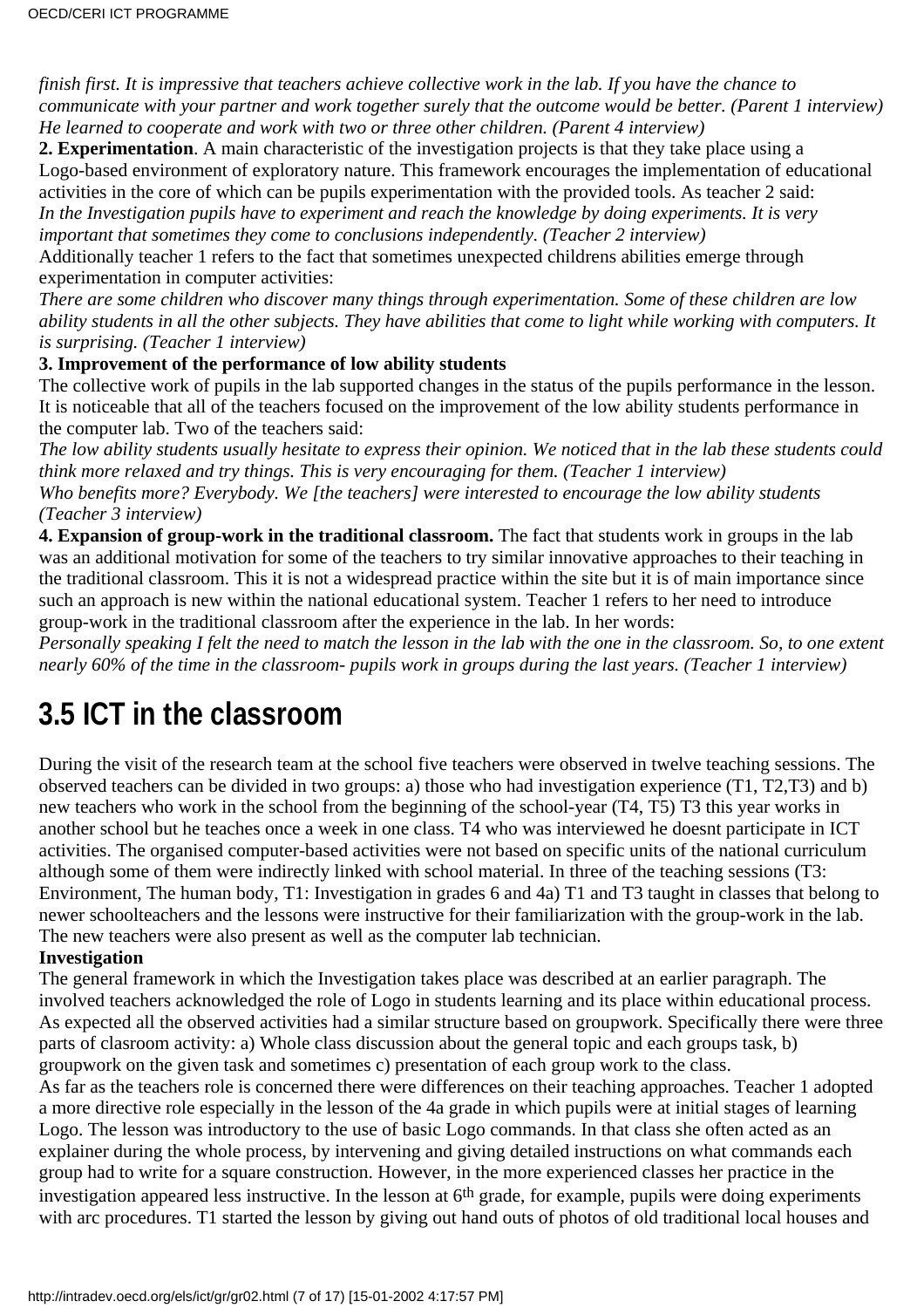*finish first. It is impressive that teachers achieve collective work in the lab. If you have the chance to communicate with your partner and work together surely that the outcome would be better. (Parent 1 interview)*
*He learned to cooperate and work with two or three other children. (Parent 4 interview)*

**2. Experimentation**. A main characteristic of the investigation projects is that they take place using a Logo-based environment of exploratory nature. This framework encourages the implementation of educational activities in the core of which can be pupils experimentation with the provided tools. As teacher 2 said:
*In the Investigation pupils have to experiment and reach the knowledge by doing experiments. It is very important that sometimes they come to conclusions independently. (Teacher 2 interview)*
Additionally teacher 1 refers to the fact that sometimes unexpected childrens abilities emerge through experimentation in computer activities:
*There are some children who discover many things through experimentation. Some of these children are low ability students in all the other subjects. They have abilities that come to light while working with computers. It is surprising. (Teacher 1 interview)*

**3. Improvement of the performance of low ability students**
The collective work of pupils in the lab supported changes in the status of the pupils performance in the lesson. It is noticeable that all of the teachers focused on the improvement of the low ability students performance in the computer lab. Two of the teachers said:
*The low ability students usually hesitate to express their opinion. We noticed that in the lab these students could think more relaxed and try things. This is very encouraging for them. (Teacher 1 interview)*
*Who benefits more? Everybody. We [the teachers] were interested to encourage the low ability students (Teacher 3 interview)*

**4. Expansion of group-work in the traditional classroom.** The fact that students work in groups in the lab was an additional motivation for some of the teachers to try similar innovative approaches to their teaching in the traditional classroom. This it is not a widespread practice within the site but it is of main importance since such an approach is new within the national educational system. Teacher 1 refers to her need to introduce group-work in the traditional classroom after the experience in the lab. In her words:
*Personally speaking I felt the need to match the lesson in the lab with the one in the classroom. So, to one extent nearly 60% of the time in the classroom- pupils work in groups during the last years. (Teacher 1 interview)*

## 3.5 ICT in the classroom

During the visit of the research team at the school five teachers were observed in twelve teaching sessions. The observed teachers can be divided in two groups: a) those who had investigation experience (T1, T2,T3) and b) new teachers who work in the school from the beginning of the school-year (T4, T5) T3 this year works in another school but he teaches once a week in one class. T4 who was interviewed he doesnt participate in ICT activities. The organised computer-based activities were not based on specific units of the national curriculum although some of them were indirectly linked with school material. In three of the teaching sessions (T3: Environment, The human body, T1: Investigation in grades 6 and 4a) T1 and T3 taught in classes that belong to newer schoolteachers and the lessons were instructive for their familiarization with the group-work in the lab. The new teachers were also present as well as the computer lab technician.

**Investigation**
The general framework in which the Investigation takes place was described at an earlier paragraph. The involved teachers acknowledged the role of Logo in students learning and its place within educational process. As expected all the observed activities had a similar structure based on groupwork. Specifically there were three parts of clasroom activity: a) Whole class discussion about the general topic and each groups task, b) groupwork on the given task and sometimes c) presentation of each group work to the class.
As far as the teachers role is concerned there were differences on their teaching approaches. Teacher 1 adopted a more directive role especially in the lesson of the 4a grade in which pupils were at initial stages of learning Logo. The lesson was introductory to the use of basic Logo commands. In that class she often acted as an explainer during the whole process, by intervening and giving detailed instructions on what commands each group had to write for a square construction. However, in the more experienced classes her practice in the investigation appeared less instructive. In the lesson at 6th grade, for example, pupils were doing experiments with arc procedures. T1 started the lesson by giving out hand outs of photos of old traditional local houses and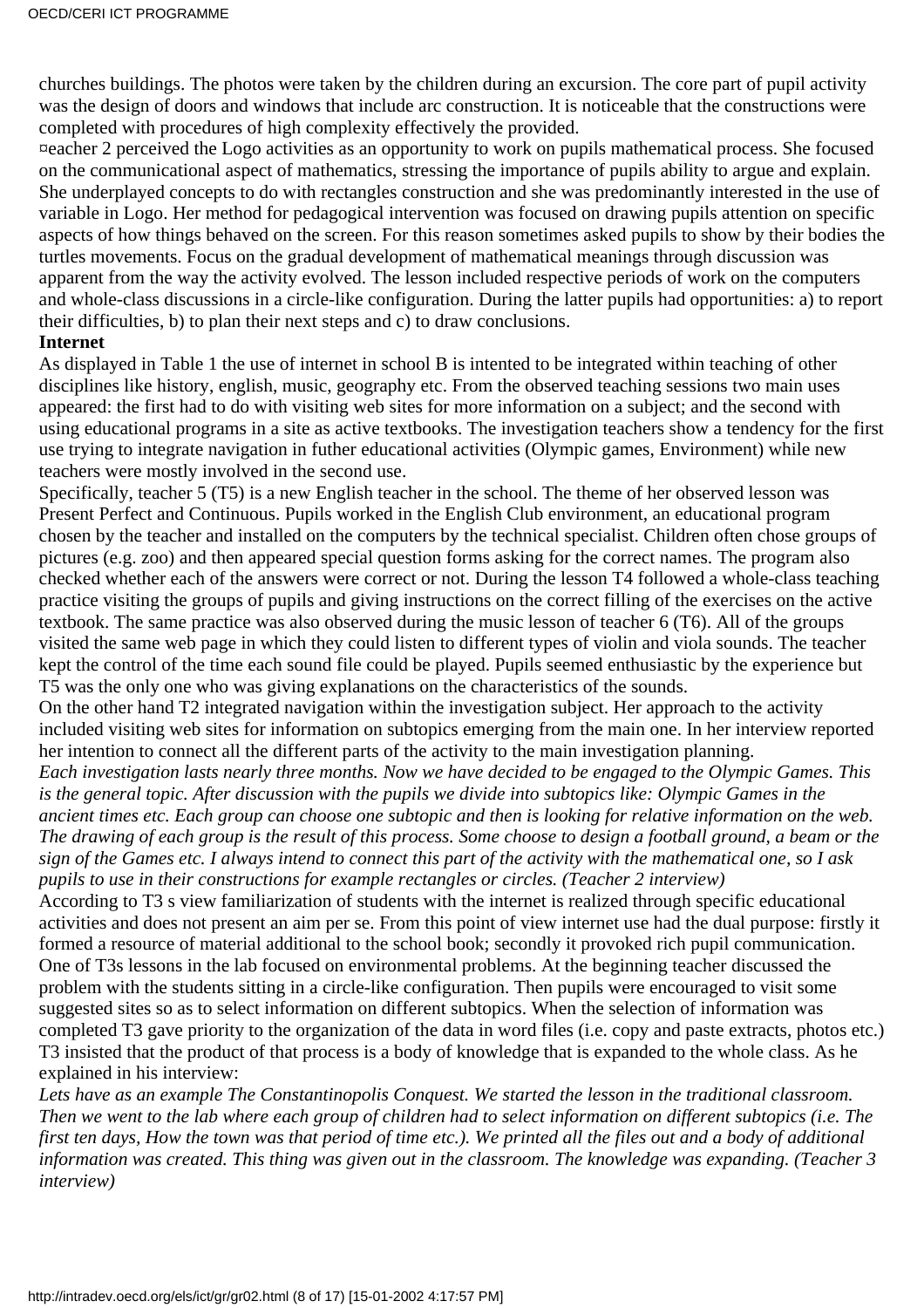churches buildings. The photos were taken by the children during an excursion. The core part of pupil activity was the design of doors and windows that include arc construction. It is noticeable that the constructions were completed with procedures of high complexity effectively the provided.

¤eacher 2 perceived the Logo activities as an opportunity to work on pupils mathematical process. She focused on the communicational aspect of mathematics, stressing the importance of pupils ability to argue and explain. She underplayed concepts to do with rectangles construction and she was predominantly interested in the use of variable in Logo. Her method for pedagogical intervention was focused on drawing pupils attention on specific aspects of how things behaved on the screen. For this reason sometimes asked pupils to show by their bodies the turtles movements. Focus on the gradual development of mathematical meanings through discussion was apparent from the way the activity evolved. The lesson included respective periods of work on the computers and whole-class discussions in a circle-like configuration. During the latter pupils had opportunities: a) to report their difficulties, b) to plan their next steps and c) to draw conclusions.

**Internet**

As displayed in Table 1 the use of internet in school B is intented to be integrated within teaching of other disciplines like history, english, music, geography etc. From the observed teaching sessions two main uses appeared: the first had to do with visiting web sites for more information on a subject; and the second with using educational programs in a site as active textbooks. The investigation teachers show a tendency for the first use trying to integrate navigation in futher educational activities (Olympic games, Environment) while new teachers were mostly involved in the second use.

Specifically, teacher 5 (T5) is a new English teacher in the school. The theme of her observed lesson was Present Perfect and Continuous. Pupils worked in the English Club environment, an educational program chosen by the teacher and installed on the computers by the technical specialist. Children often chose groups of pictures (e.g. zoo) and then appeared special question forms asking for the correct names. The program also checked whether each of the answers were correct or not. During the lesson T4 followed a whole-class teaching practice visiting the groups of pupils and giving instructions on the correct filling of the exercises on the active textbook. The same practice was also observed during the music lesson of teacher 6 (T6). All of the groups visited the same web page in which they could listen to different types of violin and viola sounds. The teacher kept the control of the time each sound file could be played. Pupils seemed enthusiastic by the experience but T5 was the only one who was giving explanations on the characteristics of the sounds.

On the other hand T2 integrated navigation within the investigation subject. Her approach to the activity included visiting web sites for information on subtopics emerging from the main one. In her interview reported her intention to connect all the different parts of the activity to the main investigation planning.

*Each investigation lasts nearly three months. Now we have decided to be engaged to the Olympic Games. This is the general topic. After discussion with the pupils we divide into subtopics like: Olympic Games in the ancient times etc. Each group can choose one subtopic and then is looking for relative information on the web. The drawing of each group is the result of this process. Some choose to design a football ground, a beam or the sign of the Games etc. I always intend to connect this part of the activity with the mathematical one, so I ask pupils to use in their constructions for example rectangles or circles. (Teacher 2 interview)*

According to T3 s view familiarization of students with the internet is realized through specific educational activities and does not present an aim per se. From this point of view internet use had the dual purpose: firstly it formed a resource of material additional to the school book; secondly it provoked rich pupil communication. One of T3s lessons in the lab focused on environmental problems. At the beginning teacher discussed the problem with the students sitting in a circle-like configuration. Then pupils were encouraged to visit some suggested sites so as to select information on different subtopics. When the selection of information was completed T3 gave priority to the organization of the data in word files (i.e. copy and paste extracts, photos etc.) T3 insisted that the product of that process is a body of knowledge that is expanded to the whole class. As he explained in his interview:

*Lets have as an example The Constantinopolis Conquest. We started the lesson in the traditional classroom. Then we went to the lab where each group of children had to select information on different subtopics (i.e. The first ten days, How the town was that period of time etc.). We printed all the files out and a body of additional information was created. This thing was given out in the classroom. The knowledge was expanding. (Teacher 3 interview)*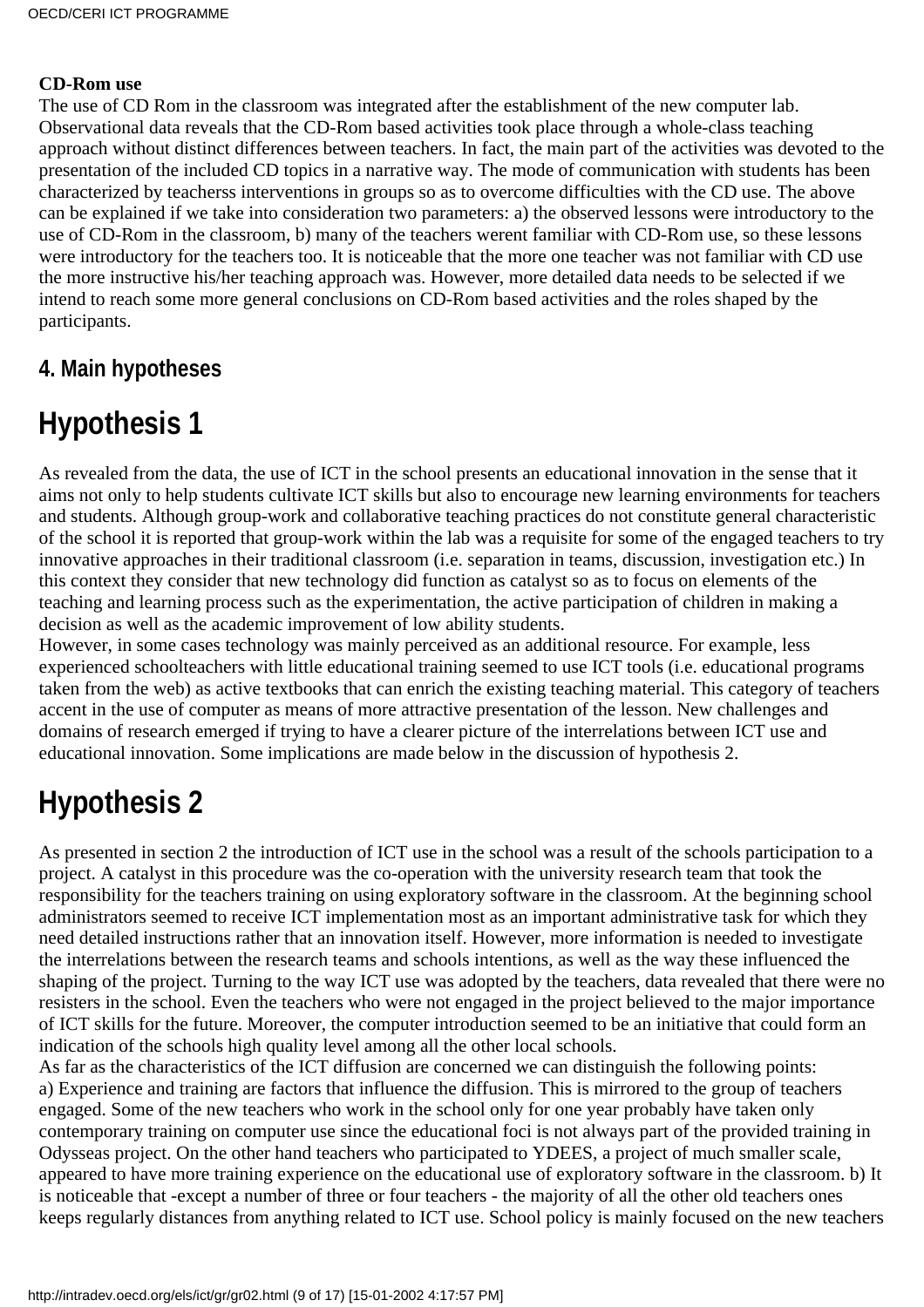**CD-Rom use**

The use of CD Rom in the classroom was integrated after the establishment of the new computer lab. Observational data reveals that the CD-Rom based activities took place through a whole-class teaching approach without distinct differences between teachers. In fact, the main part of the activities was devoted to the presentation of the included CD topics in a narrative way. The mode of communication with students has been characterized by teacherss interventions in groups so as to overcome difficulties with the CD use. The above can be explained if we take into consideration two parameters: a) the observed lessons were introductory to the use of CD-Rom in the classroom, b) many of the teachers werent familiar with CD-Rom use, so these lessons were introductory for the teachers too. It is noticeable that the more one teacher was not familiar with CD use the more instructive his/her teaching approach was. However, more detailed data needs to be selected if we intend to reach some more general conclusions on CD-Rom based activities and the roles shaped by the participants.

### 4. Main hypotheses

# Hypothesis 1

As revealed from the data, the use of ICT in the school presents an educational innovation in the sense that it aims not only to help students cultivate ICT skills but also to encourage new learning environments for teachers and students. Although group-work and collaborative teaching practices do not constitute general characteristic of the school it is reported that group-work within the lab was a requisite for some of the engaged teachers to try innovative approaches in their traditional classroom (i.e. separation in teams, discussion, investigation etc.) In this context they consider that new technology did function as catalyst so as to focus on elements of the teaching and learning process such as the experimentation, the active participation of children in making a decision as well as the academic improvement of low ability students.

However, in some cases technology was mainly perceived as an additional resource. For example, less experienced schoolteachers with little educational training seemed to use ICT tools (i.e. educational programs taken from the web) as active textbooks that can enrich the existing teaching material. This category of teachers accent in the use of computer as means of more attractive presentation of the lesson. New challenges and domains of research emerged if trying to have a clearer picture of the interrelations between ICT use and educational innovation. Some implications are made below in the discussion of hypothesis 2.

# Hypothesis 2

As presented in section 2 the introduction of ICT use in the school was a result of the schools participation to a project. A catalyst in this procedure was the co-operation with the university research team that took the responsibility for the teachers training on using exploratory software in the classroom. At the beginning school administrators seemed to receive ICT implementation most as an important administrative task for which they need detailed instructions rather that an innovation itself. However, more information is needed to investigate the interrelations between the research teams and schools intentions, as well as the way these influenced the shaping of the project. Turning to the way ICT use was adopted by the teachers, data revealed that there were no resisters in the school. Even the teachers who were not engaged in the project believed to the major importance of ICT skills for the future. Moreover, the computer introduction seemed to be an initiative that could form an indication of the schools high quality level among all the other local schools.

As far as the characteristics of the ICT diffusion are concerned we can distinguish the following points:

a) Experience and training are factors that influence the diffusion. This is mirrored to the group of teachers engaged. Some of the new teachers who work in the school only for one year probably have taken only contemporary training on computer use since the educational foci is not always part of the provided training in Odysseas project. On the other hand teachers who participated to YDEES, a project of much smaller scale, appeared to have more training experience on the educational use of exploratory software in the classroom. b) It is noticeable that -except a number of three or four teachers - the majority of all the other old teachers ones keeps regularly distances from anything related to ICT use. School policy is mainly focused on the new teachers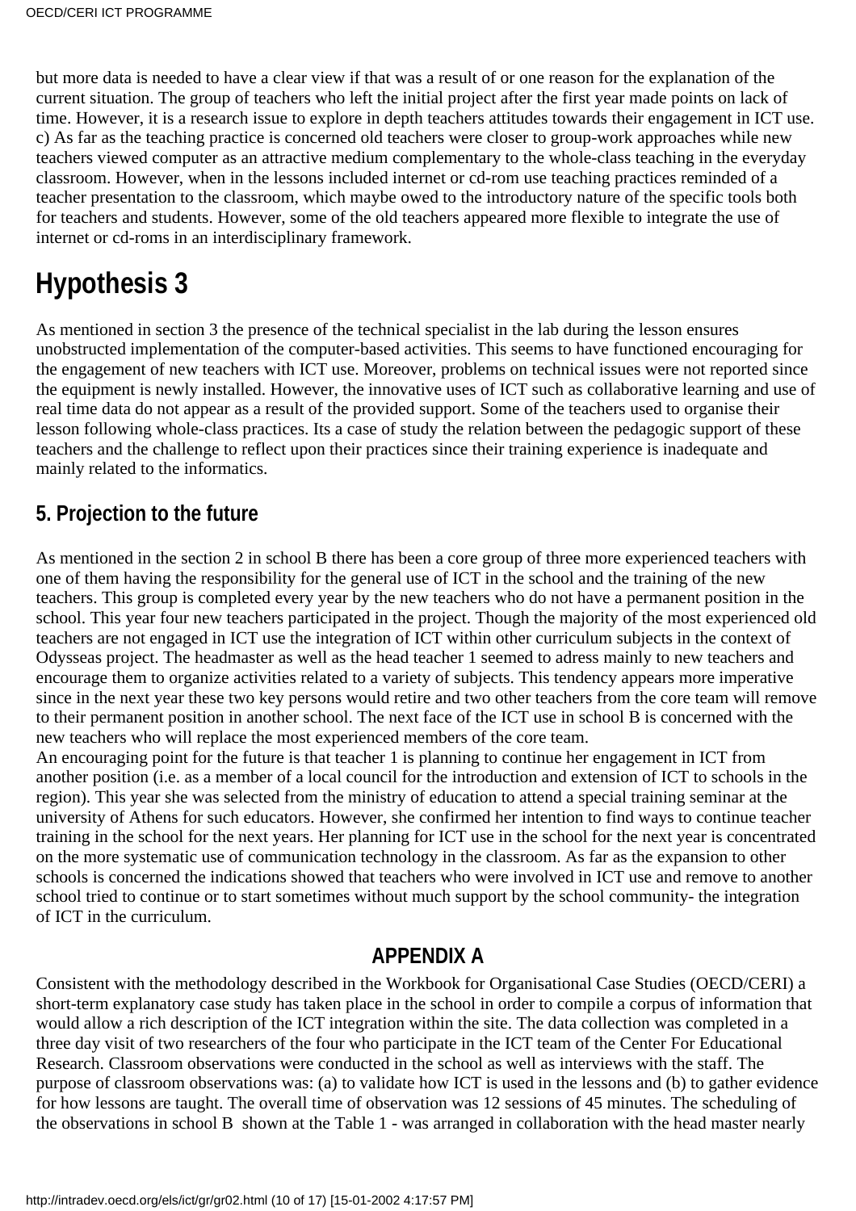but more data is needed to have a clear view if that was a result of or one reason for the explanation of the current situation. The group of teachers who left the initial project after the first year made points on lack of time. However, it is a research issue to explore in depth teachers attitudes towards their engagement in ICT use.
c) As far as the teaching practice is concerned old teachers were closer to group-work approaches while new teachers viewed computer as an attractive medium complementary to the whole-class teaching in the everyday classroom. However, when in the lessons included internet or cd-rom use teaching practices reminded of a teacher presentation to the classroom, which maybe owed to the introductory nature of the specific tools both for teachers and students. However, some of the old teachers appeared more flexible to integrate the use of internet or cd-roms in an interdisciplinary framework.

# Hypothesis 3

As mentioned in section 3 the presence of the technical specialist in the lab during the lesson ensures unobstructed implementation of the computer-based activities. This seems to have functioned encouraging for the engagement of new teachers with ICT use. Moreover, problems on technical issues were not reported since the equipment is newly installed. However, the innovative uses of ICT such as collaborative learning and use of real time data do not appear as a result of the provided support. Some of the teachers used to organise their lesson following whole-class practices. Its a case of study the relation between the pedagogic support of these teachers and the challenge to reflect upon their practices since their training experience is inadequate and mainly related to the informatics.

## 5. Projection to the future

As mentioned in the section 2 in school B there has been a core group of three more experienced teachers with one of them having the responsibility for the general use of ICT in the school and the training of the new teachers. This group is completed every year by the new teachers who do not have a permanent position in the school. This year four new teachers participated in the project. Though the majority of the most experienced old teachers are not engaged in ICT use the integration of ICT within other curriculum subjects in the context of Odysseas project. The headmaster as well as the head teacher 1 seemed to adress mainly to new teachers and encourage them to organize activities related to a variety of subjects. This tendency appears more imperative since in the next year these two key persons would retire and two other teachers from the core team will remove to their permanent position in another school. The next face of the ICT use in school B is concerned with the new teachers who will replace the most experienced members of the core team.
An encouraging point for the future is that teacher 1 is planning to continue her engagement in ICT from another position (i.e. as a member of a local council for the introduction and extension of ICT to schools in the region). This year she was selected from the ministry of education to attend a special training seminar at the university of Athens for such educators. However, she confirmed her intention to find ways to continue teacher training in the school for the next years. Her planning for ICT use in the school for the next year is concentrated on the more systematic use of communication technology in the classroom. As far as the expansion to other schools is concerned the indications showed that teachers who were involved in ICT use and remove to another school tried to continue or to start sometimes without much support by the school community- the integration of ICT in the curriculum.

## APPENDIX A

Consistent with the methodology described in the Workbook for Organisational Case Studies (OECD/CERI) a short-term explanatory case study has taken place in the school in order to compile a corpus of information that would allow a rich description of the ICT integration within the site. The data collection was completed in a three day visit of two researchers of the four who participate in the ICT team of the Center For Educational Research. Classroom observations were conducted in the school as well as interviews with the staff. The purpose of classroom observations was: (a) to validate how ICT is used in the lessons and (b) to gather evidence for how lessons are taught. The overall time of observation was 12 sessions of 45 minutes. The scheduling of the observations in school B shown at the Table 1 - was arranged in collaboration with the head master nearly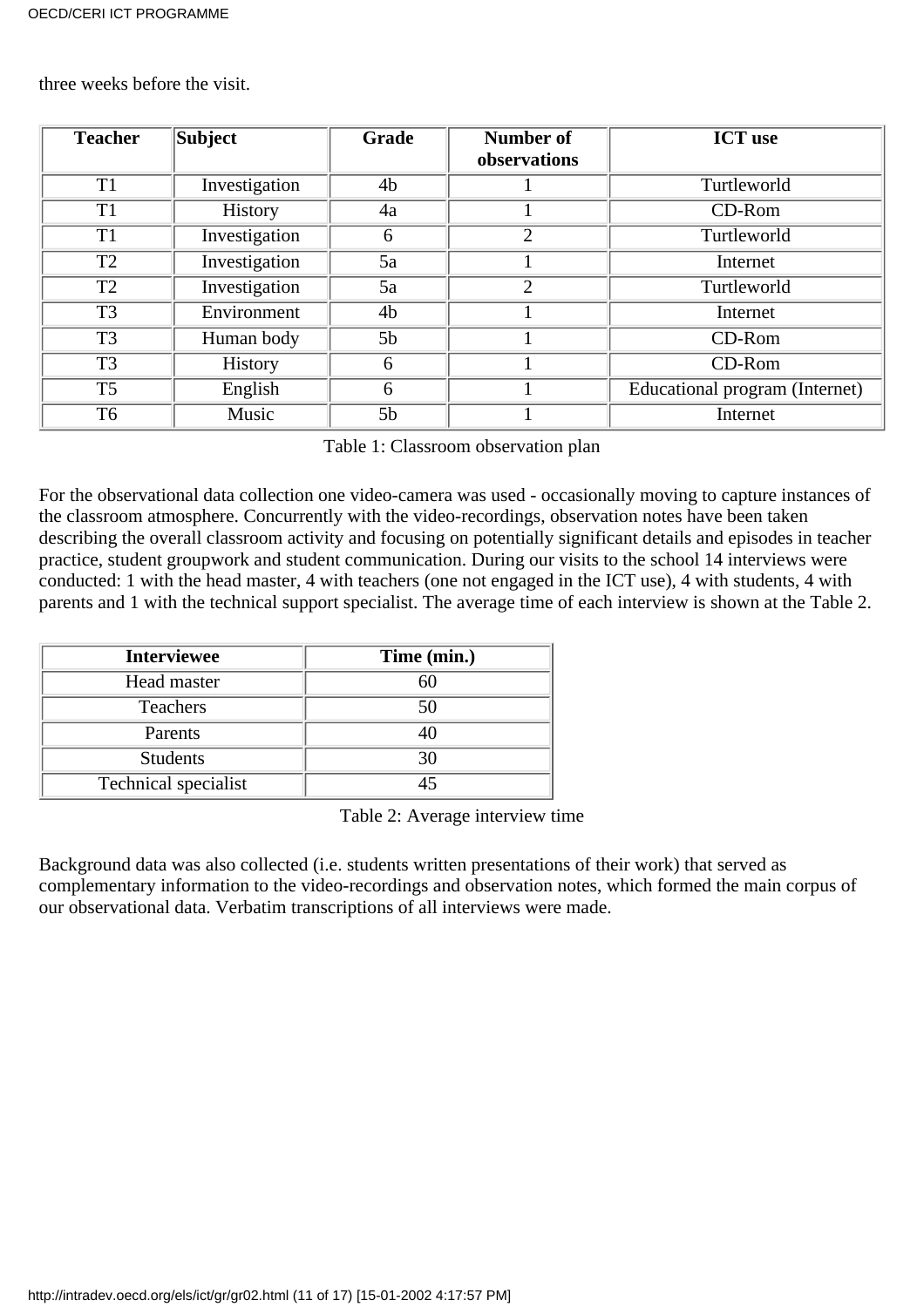three weeks before the visit.

| Teacher | Subject | Grade | Number of observations | ICT use |
|---|---|---|---|---|
| T1 | Investigation | 4b | 1 | Turtleworld |
| T1 | History | 4a | 1 | CD-Rom |
| T1 | Investigation | 6 | 2 | Turtleworld |
| T2 | Investigation | 5a | 1 | Internet |
| T2 | Investigation | 5a | 2 | Turtleworld |
| T3 | Environment | 4b | 1 | Internet |
| T3 | Human body | 5b | 1 | CD-Rom |
| T3 | History | 6 | 1 | CD-Rom |
| T5 | English | 6 | 1 | Educational program (Internet) |
| T6 | Music | 5b | 1 | Internet |

Table 1: Classroom observation plan

For the observational data collection one video-camera was used - occasionally moving to capture instances of the classroom atmosphere. Concurrently with the video-recordings, observation notes have been taken describing the overall classroom activity and focusing on potentially significant details and episodes in teacher practice, student groupwork and student communication. During our visits to the school 14 interviews were conducted: 1 with the head master, 4 with teachers (one not engaged in the ICT use), 4 with students, 4 with parents and 1 with the technical support specialist. The average time of each interview is shown at the Table 2.

| Interviewee | Time (min.) |
|---|---|
| Head master | 60 |
| Teachers | 50 |
| Parents | 40 |
| Students | 30 |
| Technical specialist | 45 |

Table 2: Average interview time

Background data was also collected (i.e. students written presentations of their work) that served as complementary information to the video-recordings and observation notes, which formed the main corpus of our observational data. Verbatim transcriptions of all interviews were made.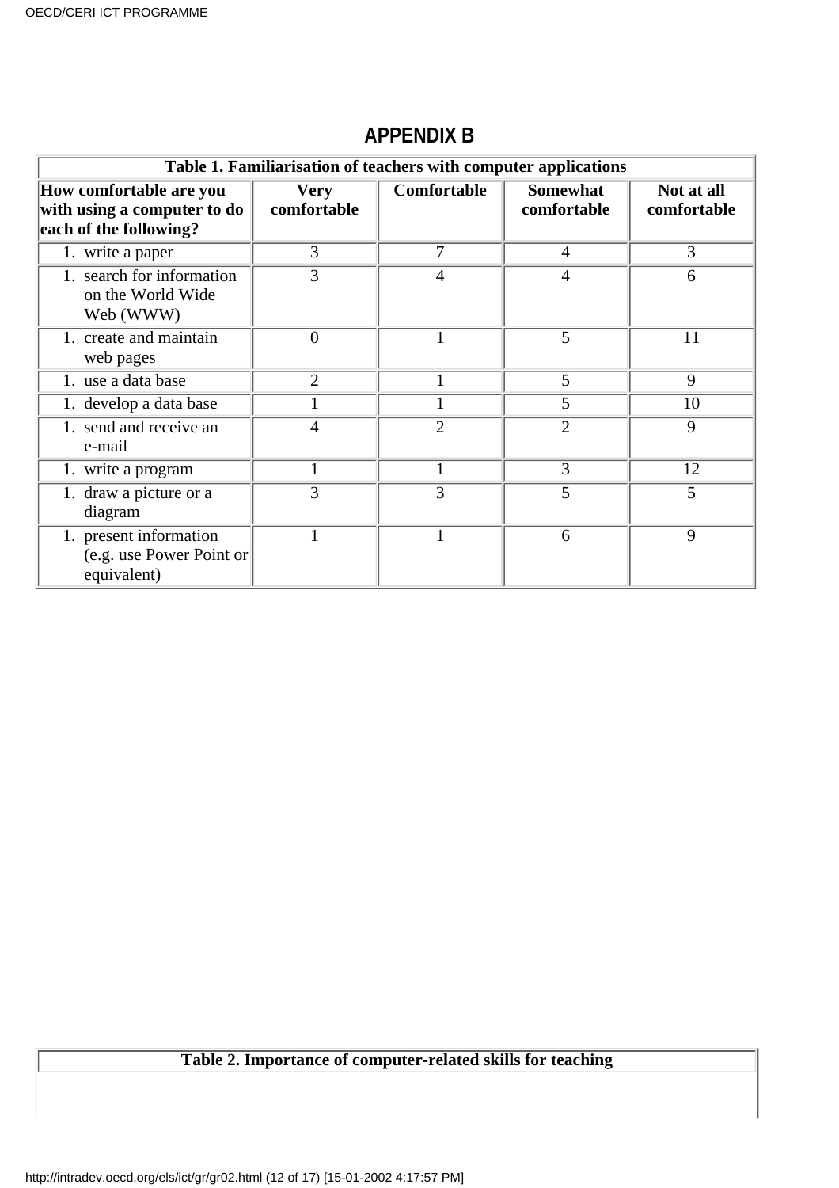## APPENDIX B

**Table 1. Familiarisation of teachers with computer applications**

| How comfortable are you with using a computer to do each of the following? | Very comfortable | Comfortable | Somewhat comfortable | Not at all comfortable |
|---|---|---|---|---|
| 1. write a paper | 3 | 7 | 4 | 3 |
| 1. search for information on the World Wide Web (WWW) | 3 | 4 | 4 | 6 |
| 1. create and maintain web pages | 0 | 1 | 5 | 11 |
| 1. use a data base | 2 | 1 | 5 | 9 |
| 1. develop a data base | 1 | 1 | 5 | 10 |
| 1. send and receive an e-mail | 4 | 2 | 2 | 9 |
| 1. write a program | 1 | 1 | 3 | 12 |
| 1. draw a picture or a diagram | 3 | 3 | 5 | 5 |
| 1. present information (e.g. use Power Point or equivalent) | 1 | 1 | 6 | 9 |

**Table 2. Importance of computer-related skills for teaching**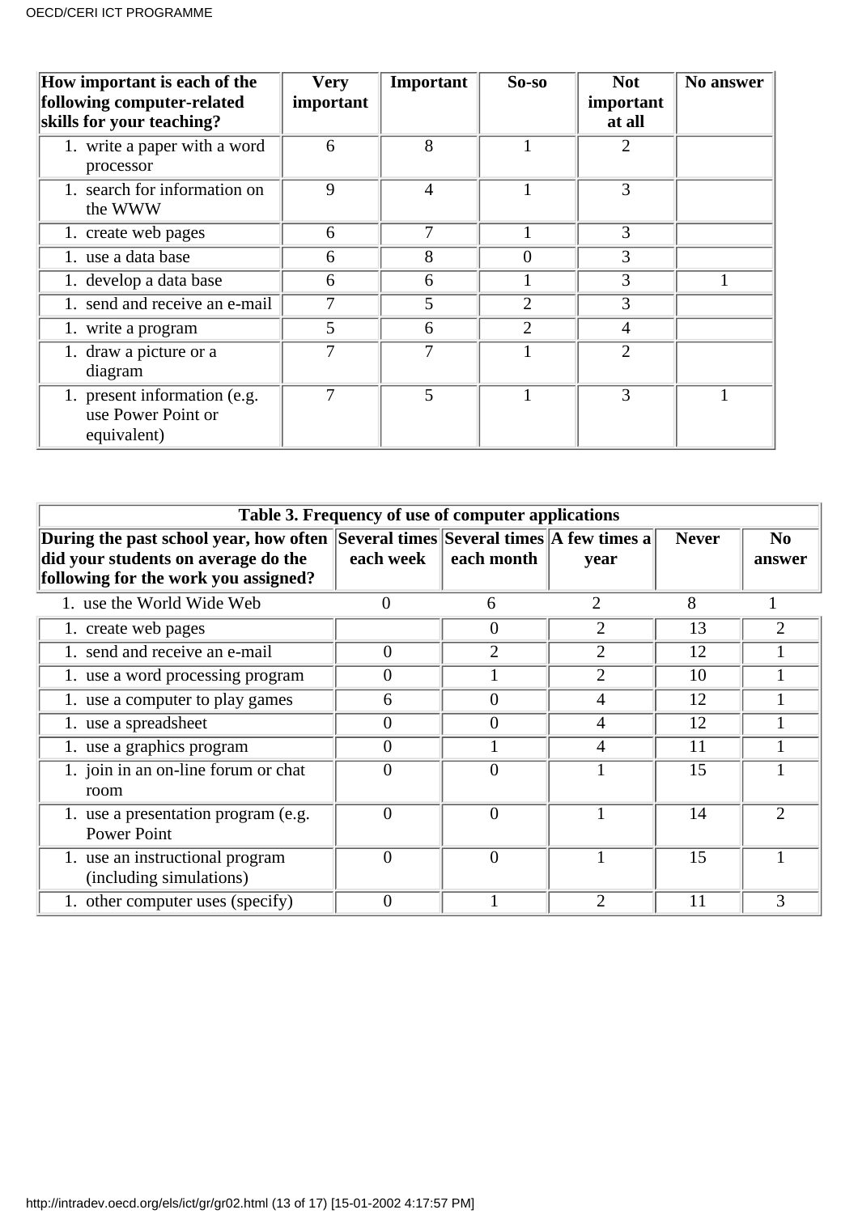| How important is each of the following computer-related skills for your teaching? | Very important | Important | So-so | Not important at all | No answer |
|---|---|---|---|---|---|
| 1. write a paper with a word processor | 6 | 8 | 1 | 2 | |
| 1. search for information on the WWW | 9 | 4 | 1 | 3 | |
| 1. create web pages | 6 | 7 | 1 | 3 | |
| 1. use a data base | 6 | 8 | 0 | 3 | |
| 1. develop a data base | 6 | 6 | 1 | 3 | 1 |
| 1. send and receive an e-mail | 7 | 5 | 2 | 3 | |
| 1. write a program | 5 | 6 | 2 | 4 | |
| 1. draw a picture or a diagram | 7 | 7 | 1 | 2 | |
| 1. present information (e.g. use Power Point or equivalent) | 7 | 5 | 1 | 3 | 1 |

| Table 3. Frequency of use of computer applications | | | | | |
|---|---|---|---|---|---|
| **During the past school year, how often did your students on average do the following for the work you assigned?** | **Several times each week** | **Several times each month** | **A few times a year** | **Never** | **No answer** |
| 1. use the World Wide Web | 0 | 6 | 2 | 8 | 1 |
| 1. create web pages | | 0 | 2 | 13 | 2 |
| 1. send and receive an e-mail | 0 | 2 | 2 | 12 | 1 |
| 1. use a word processing program | 0 | 1 | 2 | 10 | 1 |
| 1. use a computer to play games | 6 | 0 | 4 | 12 | 1 |
| 1. use a spreadsheet | 0 | 0 | 4 | 12 | 1 |
| 1. use a graphics program | 0 | 1 | 4 | 11 | 1 |
| 1. join in an on-line forum or chat room | 0 | 0 | 1 | 15 | 1 |
| 1. use a presentation program (e.g. Power Point | 0 | 0 | 1 | 14 | 2 |
| 1. use an instructional program (including simulations) | 0 | 0 | 1 | 15 | 1 |
| 1. other computer uses (specify) | 0 | 1 | 2 | 11 | 3 |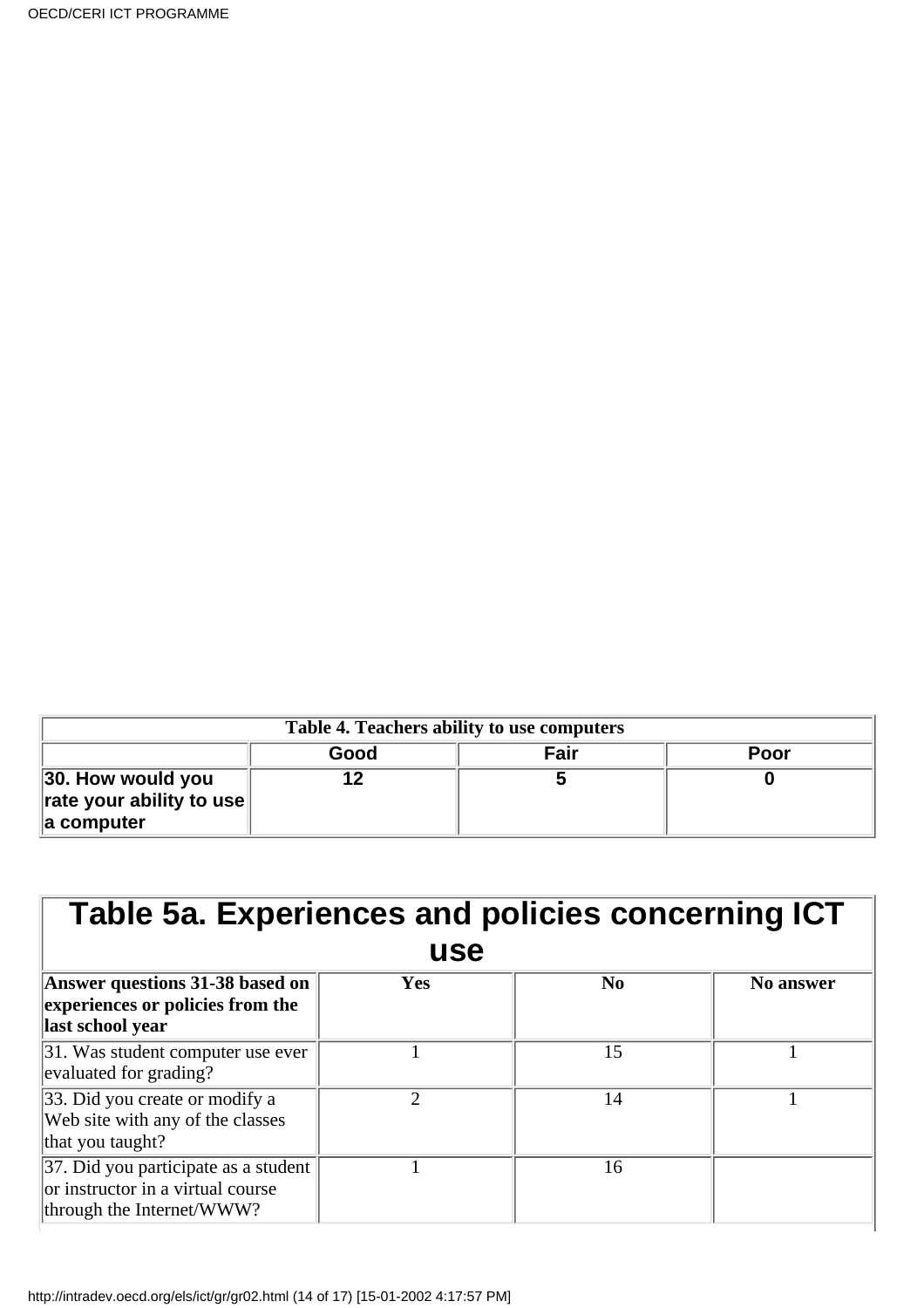| Table 4. Teachers ability to use computers | | | |
|---|---|---|---|
| | **Good** | **Fair** | **Poor** |
| **30. How would you rate your ability to use a computer** | **12** | **5** | **0** |

| Table 5a. Experiences and policies concerning ICT use | | | |
|---|---|---|---|
| **Answer questions 31-38 based on experiences or policies from the last school year** | **Yes** | **No** | **No answer** |
| 31. Was student computer use ever evaluated for grading? | 1 | 15 | 1 |
| 33. Did you create or modify a Web site with any of the classes that you taught? | 2 | 14 | 1 |
| 37. Did you participate as a student or instructor in a virtual course through the Internet/WWW? | 1 | 16 | |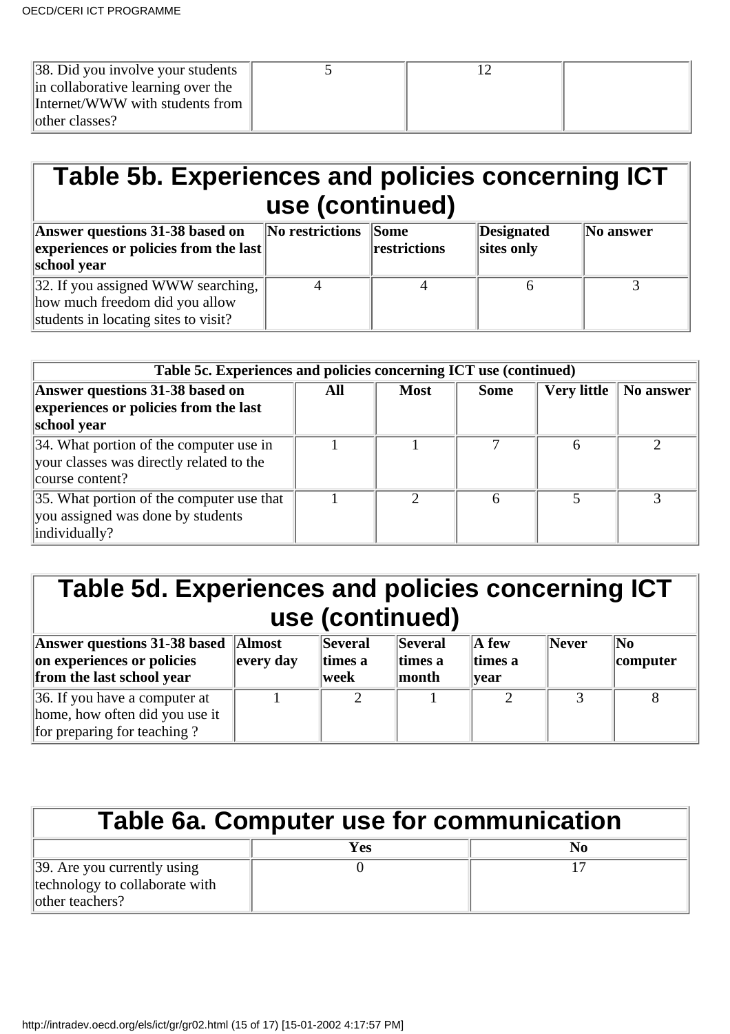| 38. Did you involve your students in collaborative learning over the Internet/WWW with students from other classes? | 5 | 12 | |
|---|---|---|---|

## Table 5b. Experiences and policies concerning ICT use (continued)

| Answer questions 31-38 based on experiences or policies from the last school year | No restrictions | Some restrictions | Designated sites only | No answer |
|---|---|---|---|---|
| 32. If you assigned WWW searching, how much freedom did you allow students in locating sites to visit? | 4 | 4 | 6 | 3 |

| Table 5c. Experiences and policies concerning ICT use (continued) | | | | | |
|---|---|---|---|---|---|
| **Answer questions 31-38 based on experiences or policies from the last school year** | **All** | **Most** | **Some** | **Very little** | **No answer** |
| 34. What portion of the computer use in your classes was directly related to the course content? | 1 | 1 | 7 | 6 | 2 |
| 35. What portion of the computer use that you assigned was done by students individually? | 1 | 2 | 6 | 5 | 3 |

## Table 5d. Experiences and policies concerning ICT use (continued)

| Answer questions 31-38 based on experiences or policies from the last school year | Almost every day | Several times a week | Several times a month | A few times a year | Never | No computer |
|---|---|---|---|---|---|---|
| 36. If you have a computer at home, how often did you use it for preparing for teaching ? | 1 | 2 | 1 | 2 | 3 | 8 |

## Table 6a. Computer use for communication

| | Yes | No |
|---|---|---|
| 39. Are you currently using technology to collaborate with other teachers? | 0 | 17 |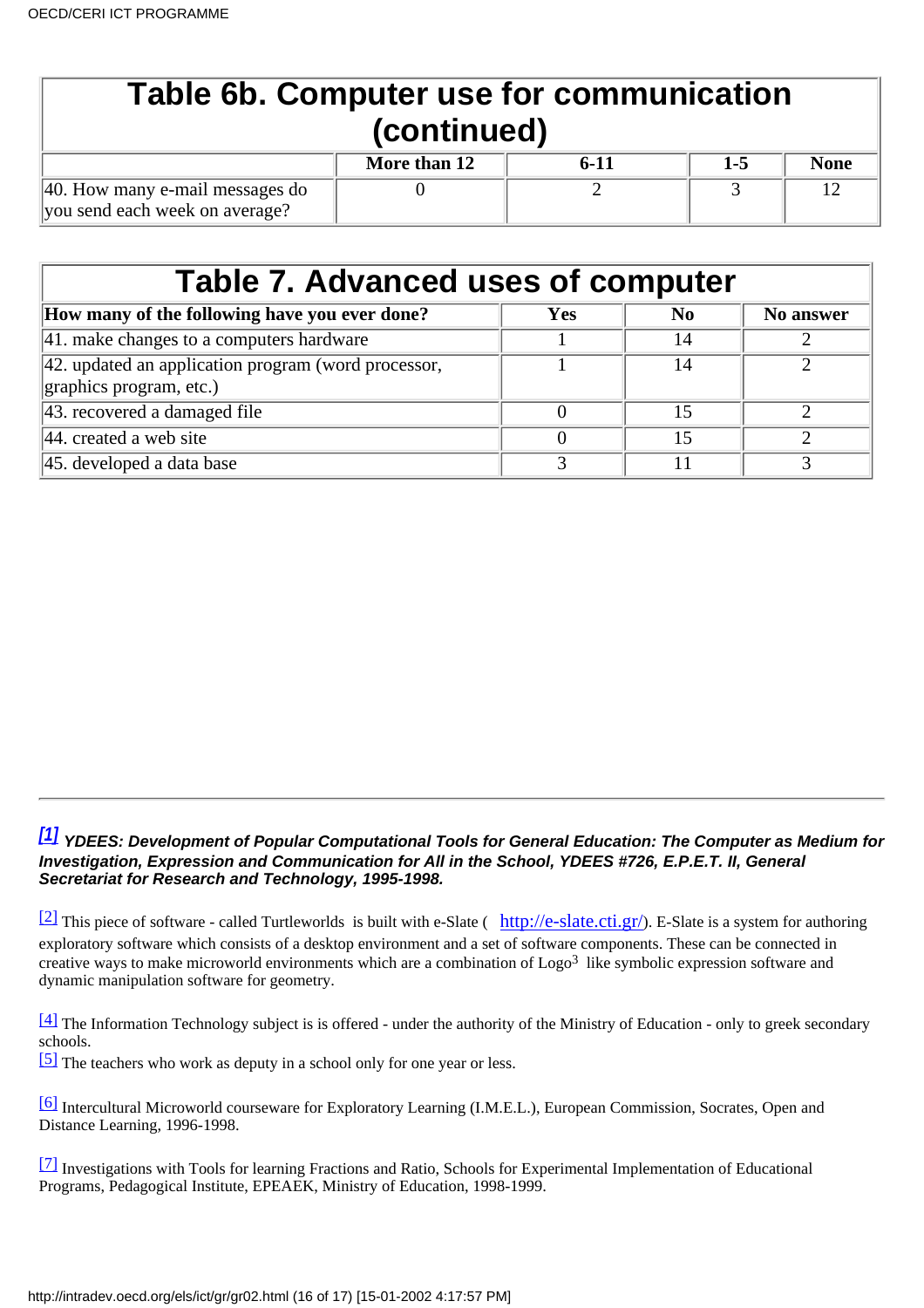## Table 6b. Computer use for communication (continued)

| | More than 12 | 6-11 | 1-5 | None |
|---|---|---|---|---|
| 40. How many e-mail messages do you send each week on average? | 0 | 2 | 3 | 12 |

## Table 7. Advanced uses of computer

| How many of the following have you ever done? | Yes | No | No answer |
|---|---|---|---|
| 41. make changes to a computers hardware | 1 | 14 | 2 |
| 42. updated an application program (word processor, graphics program, etc.) | 1 | 14 | 2 |
| 43. recovered a damaged file | 0 | 15 | 2 |
| 44. created a web site | 0 | 15 | 2 |
| 45. developed a data base | 3 | 11 | 3 |

---

***[1] YDEES: Development of Popular Computational Tools for General Education: The Computer as Medium for Investigation, Expression and Communication for All in the School, YDEES #726, E.P.E.T. II, General Secretariat for Research and Technology, 1995-1998.***

[2] This piece of software - called Turtleworlds is built with e-Slate ( http://e-slate.cti.gr/). E-Slate is a system for authoring exploratory software which consists of a desktop environment and a set of software components. These can be connected in creative ways to make microworld environments which are a combination of Logo[3] like symbolic expression software and dynamic manipulation software for geometry.

[4] The Information Technology subject is is offered - under the authority of the Ministry of Education - only to greek secondary schools.

[5] The teachers who work as deputy in a school only for one year or less.

[6] Intercultural Microworld courseware for Exploratory Learning (I.M.E.L.), European Commission, Socrates, Open and Distance Learning, 1996-1998.

[7] Investigations with Tools for learning Fractions and Ratio, Schools for Experimental Implementation of Educational Programs, Pedagogical Institute, EPEAEK, Ministry of Education, 1998-1999.